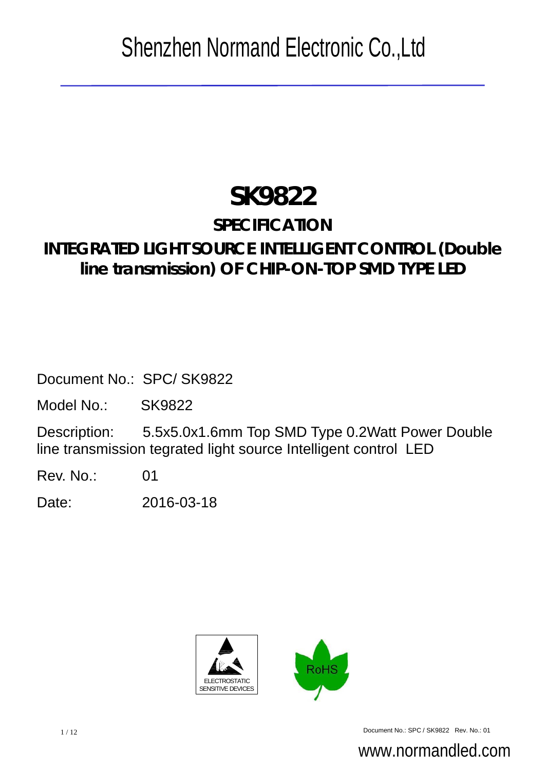# Shenzhen Normand Electronic Co.,Ltd

# SK9822

## SPECIFICATION

## INTEGRATED LIGHT SOURCE INTELLIGENT CONTROL (Double line transmission) OF CHIP-ON-TOP SMD TYPE LED

Document No.: SPC/ SK9822

Model No.: SK9822

Description: 5.5x5.0x1.6mm Top SMD Type 0.2Watt Power Double line transmission tegrated light source Intelligent control LED

Rev. No.: 01

Date: 2016-03-18

ELECTROSTATIC SENSITIVE DEVICES

RoHS

www.normandled.com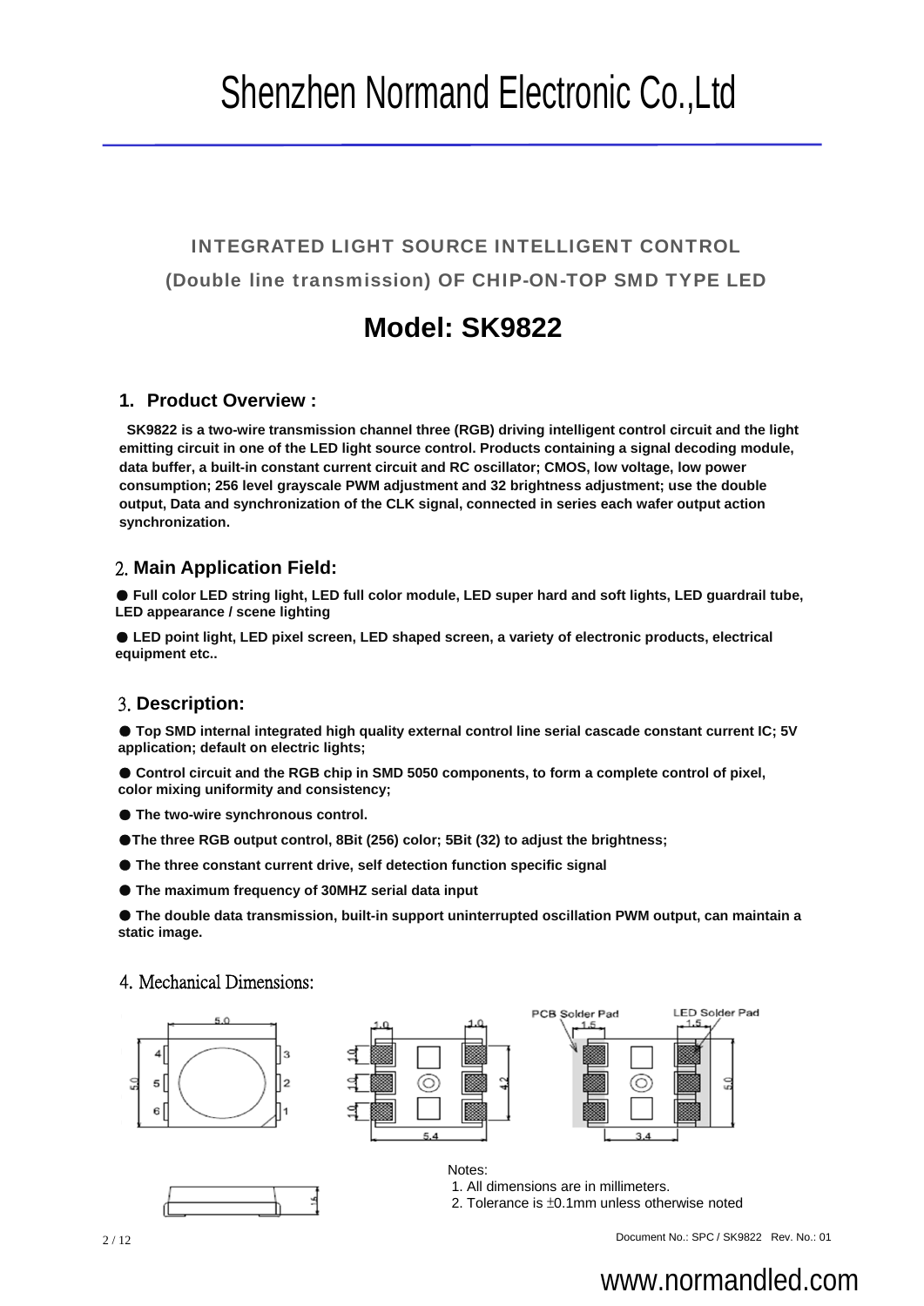# Shenzhen Normand Electronic Co.,Ltd

**INTEGRATED LIGHT SOURCE INTELLIGENT CONTROL**

**(Double line transmission) OF CHIP-ON-TOP SMD TYPE LED**

## Model: SK9822

### 1. Product Overview :

**SK9822 is a two-wire transmission channel three (RGB) driving intelligent control circuit and the light emitting circuit in one of the LED light source control. Products containing a signal decoding module, data buffer, a built-in constant current circuit and RC oscillator; CMOS, low voltage, low power consumption; 256 level grayscale PWM adjustment and 32 brightness adjustment; use the double output, Data and synchronization of the CLK signal, connected in series each wafer output action synchronization.**

### 2. Main Application Field:

- **Full color LED string light, LED full color module, LED super hard and soft lights, LED guardrail tube, LED appearance / scene lighting**
- **LED point light, LED pixel screen, LED shaped screen, a variety of electronic products, electrical equipment etc..**

### 3. Description:

- **Top SMD internal integrated high quality external control line serial cascade constant current IC; 5V application; default on electric lights;**
- **Control circuit and the RGB chip in SMD 5050 components, to form a complete control of pixel, color mixing uniformity and consistency;**
- **The two-wire synchronous control.**
- **The three RGB output control, 8Bit (256) color; 5Bit (32) to adjust the brightness;**
- **The three constant current drive, self detection function specific signal**
- **The maximum frequency of 30MHZ serial data input**
- **The double data transmission, built-in support uninterrupted oscillation PWM output, can maintain a static image.**

### 4. Mechanical Dimensions:

Notes:
1. All dimensions are in millimeters.
2. Tolerance is ±0.1mm unless otherwise noted

Document No.: SPC / SK9822 Rev. No.: 01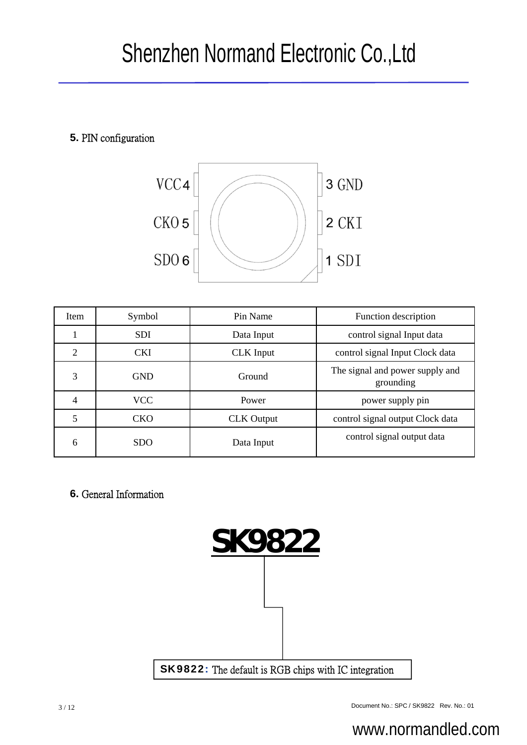## 5. PIN configuration

VCC 4 | 3 GND

CKO 5 | 2 CKI

SDO 6 | 1 SDI

| Item | Symbol | Pin Name | Function description |
| --- | --- | --- | --- |
| 1 | SDI | Data Input | control signal Input data |
| 2 | CKI | CLK Input | control signal Input Clock data |
| 3 | GND | Ground | The signal and power supply and grounding |
| 4 | VCC | Power | power supply pin |
| 5 | CKO | CLK Output | control signal output Clock data |
| 6 | SDO | Data Input | control signal output data |

## 6. General Information

**SK9822**

**SK9822:** The default is RGB chips with IC integration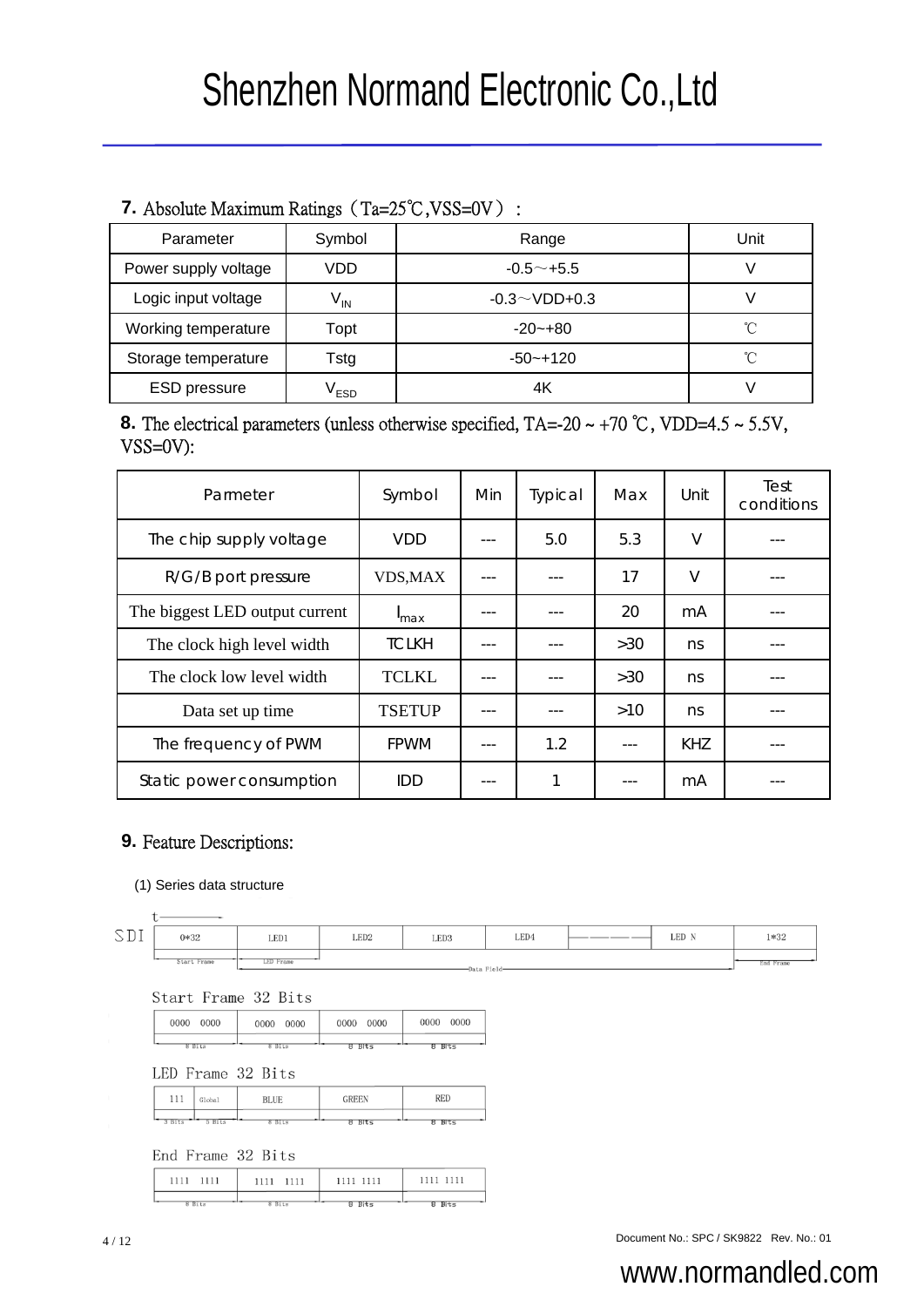## 7. Absolute Maximum Ratings（Ta=25℃,VSS=0V）:

| Parameter | Symbol | Range | Unit |
|---|---|---|---|
| Power supply voltage | VDD | -0.5～+5.5 | V |
| Logic input voltage | $V_{IN}$ | -0.3～VDD+0.3 | V |
| Working temperature | Topt | -20~+80 | ℃ |
| Storage temperature | Tstg | -50~+120 | ℃ |
| ESD pressure | $V_{ESD}$ | 4K | V |

## 8. The electrical parameters (unless otherwise specified, TA=-20 ~ +70 ℃, VDD=4.5 ~ 5.5V, VSS=0V):

| Parmeter | Symbol | Min | Typical | Max | Unit | Test conditions |
|---|---|---|---|---|---|---|
| The chip supply voltage | VDD | --- | 5.0 | 5.3 | V | --- |
| R/G/B port pressure | VDS,MAX | --- | --- | 17 | V | --- |
| The biggest LED output current | $I_{max}$ | --- | --- | 20 | mA | --- |
| The clock high level width | TCLKH | --- | --- | >30 | ns | --- |
| The clock low level width | TCLKL | --- | --- | >30 | ns | --- |
| Data set up time | TSETUP | --- | --- | >10 | ns | --- |
| The frequency of PWM | FPWM | --- | 1.2 | --- | KHZ | --- |
| Static power consumption | IDD | --- | 1 | --- | mA | --- |

## 9. Feature Descriptions:

(1) Series data structure

SDI

| 0*32 | LED1 | LED2 | LED3 | LED4 | ——— | LED N | 1*32 |
|---|---|---|---|---|---|---|---|
| Start Frame | LED Frame | Data Field | | | | | End Frame |

Start Frame 32 Bits

| 0000 0000 | 0000 0000 | 0000 0000 | 0000 0000 |
|---|---|---|---|
| 8 Bits | 8 Bits | 8 Bits | 8 Bits |

LED Frame 32 Bits

| 111 | Global | BLUE | GREEN | RED |
|---|---|---|---|---|
| 3 Bits | 5 Bits | 8 Bits | 8 Bits | 8 Bits |

End Frame 32 Bits

| 1111 1111 | 1111 1111 | 1111 1111 | 1111 1111 |
|---|---|---|---|
| 8 Bits | 8 Bits | 8 Bits | 8 Bits |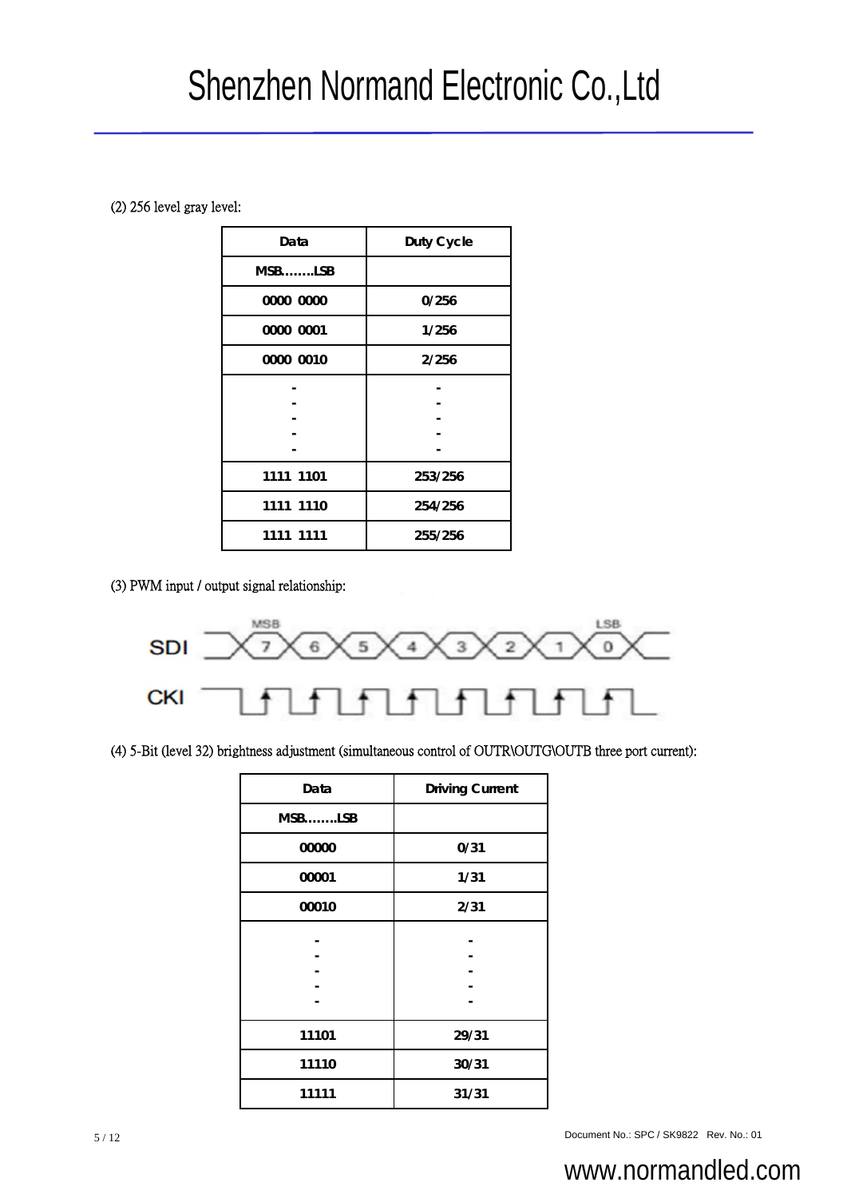(2) 256 level gray level:

| Data | Duty Cycle |
|---|---|
| MSB…….LSB | |
| 0000 0000 | 0/256 |
| 0000 0001 | 1/256 |
| 0000 0010 | 2/256 |
| -<br>-<br>-<br>-<br>- | -<br>-<br>-<br>-<br>- |
| 1111 1101 | 253/256 |
| 1111 1110 | 254/256 |
| 1111 1111 | 255/256 |

(3) PWM input / output signal relationship:

SDI: MSB 7 6 5 4 3 2 1 0 LSB

CKI

(4) 5-Bit (level 32) brightness adjustment (simultaneous control of OUTR\OUTG\OUTB three port current):

| Data | Driving Current |
|---|---|
| MSB…….LSB | |
| 00000 | 0/31 |
| 00001 | 1/31 |
| 00010 | 2/31 |
| -<br>-<br>-<br>-<br>- | -<br>-<br>-<br>-<br>- |
| 11101 | 29/31 |
| 11110 | 30/31 |
| 11111 | 31/31 |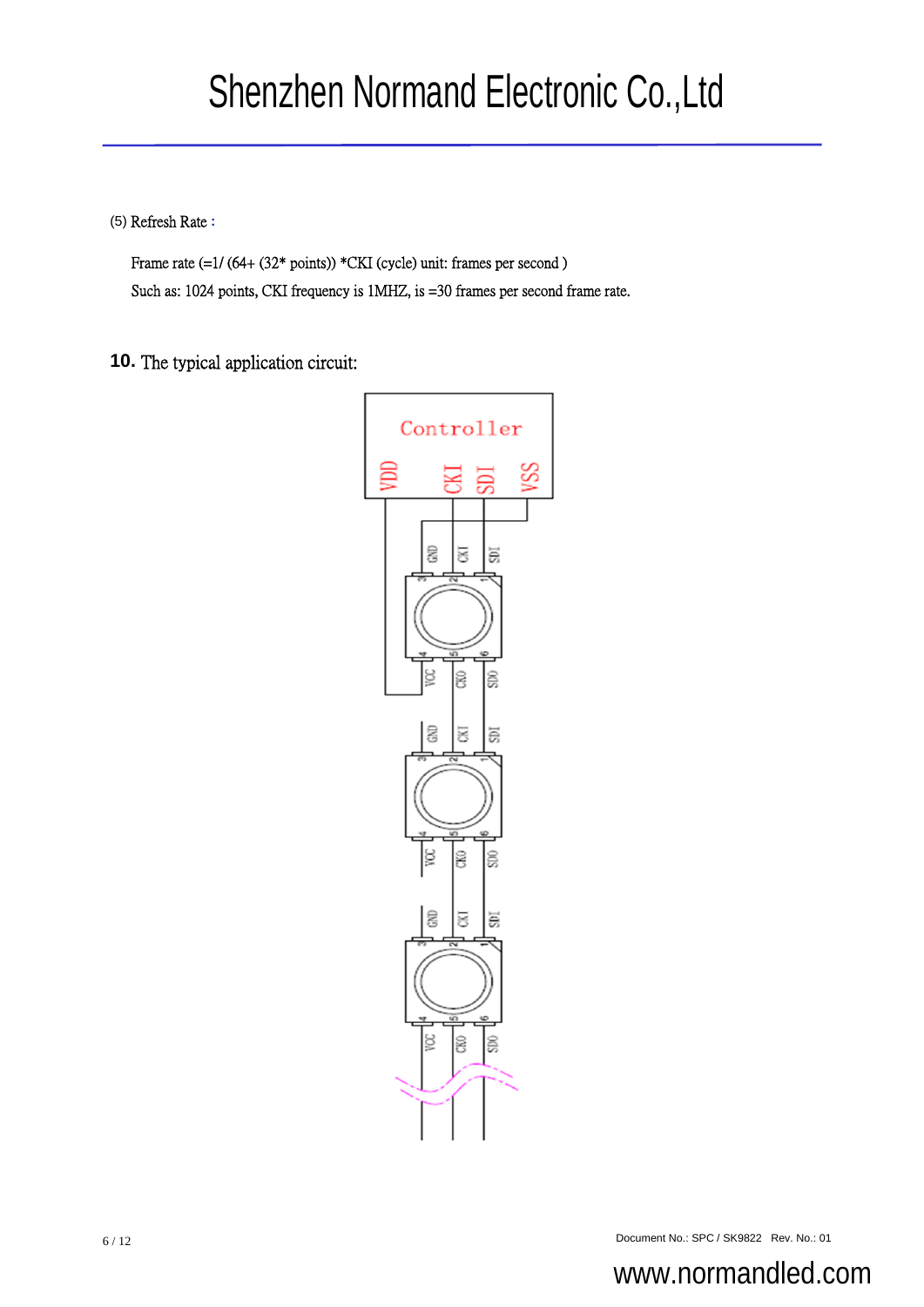(5) Refresh Rate：

Frame rate (=1/ (64+ (32* points)) *CKI (cycle) unit: frames per second )

Such as: 1024 points, CKI frequency is 1MHZ, is =30 frames per second frame rate.

## 10. The typical application circuit: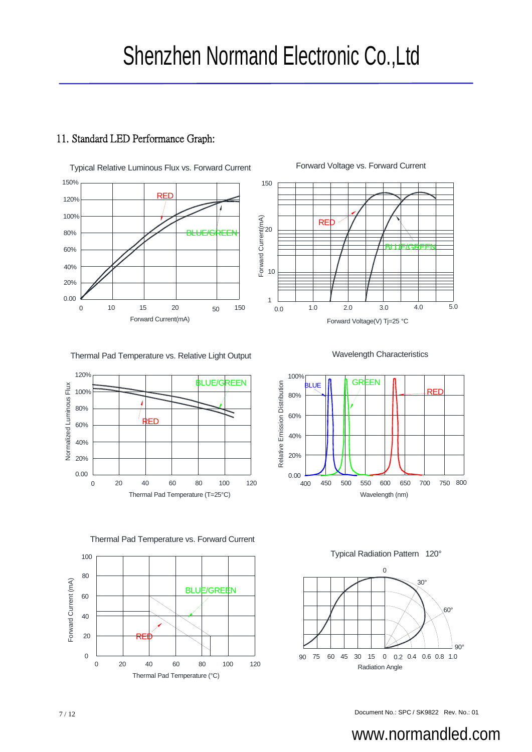## 11. Standard LED Performance Graph:

Typical Relative Luminous Flux vs. Forward Current

150%, 120%, 100%, 80%, 60%, 40%, 20%, 0.00

RED

BLUE/GREEN

0, 10, 15, 20, 50, 150

Forward Current(mA)

Forward Voltage vs. Forward Current

150, 20, 10, 1

Forward Current(mA)

RED

BLUE/GREEN

0.0, 1.0, 2.0, 3.0, 4.0, 5.0

Forward Voltage(V) Tj=25 °C

Thermal Pad Temperature vs. Relative Light Output

120%, 100%, 80%, 60%, 40%, 20%, 0.00

Normalized Luminous Flux

BLUE/GREEN

RED

0, 20, 40, 60, 80, 100, 120

Thermal Pad Temperature (T=25°C)

Wavelength Characteristics

100%, 80%, 60%, 40%, 20%, 0.00

Relative Emission Distribution

BLUE

GREEN

RED

400, 450, 500, 550, 600, 650, 700, 750, 800

Wavelength (nm)

Thermal Pad Temperature vs. Forward Current

100, 80, 60, 40, 20, 0

Forward Current (mA)

BLUE/GREEN

RED

0, 20, 40, 60, 80, 100, 120

Thermal Pad Temperature (°C)

Typical Radiation Pattern 120°

0, 30°, 60°, 90°

90, 75, 60, 45, 30, 15, 0, 0.2, 0.4, 0.6, 0.8, 1.0

Radiation Angle

Document No.: SPC / SK9822 Rev. No.: 01

www.normandled.com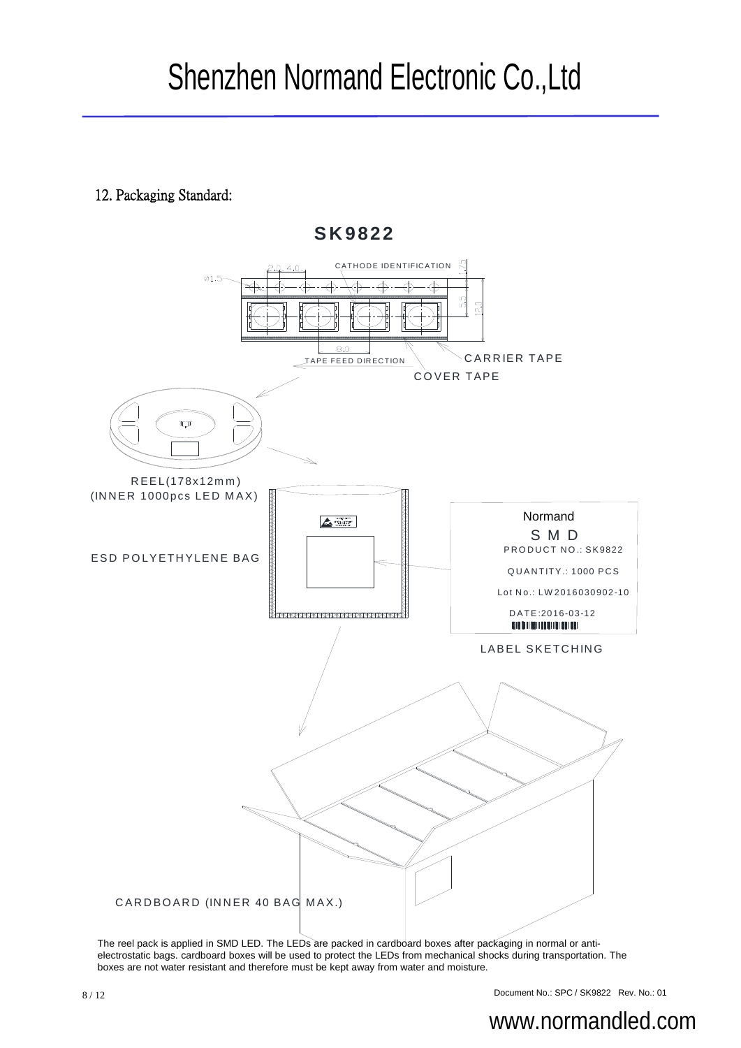## 12. Packaging Standard:

**SK9822**

CATHODE IDENTIFICATION

TAPE FEED DIRECTION

CARRIER TAPE

COVER TAPE

REEL(178x12mm)
(INNER 1000pcs LED MAX)

ESD POLYETHYLENE BAG

Normand
S M D
PRODUCT NO.: SK9822
QUANTITY.: 1000 PCS
Lot No.: LW2016030902-10
DATE:2016-03-12

LABEL SKETCHING

CARDBOARD (INNER 40 BAG MAX.)

The reel pack is applied in SMD LED. The LEDs are packed in cardboard boxes after packaging in normal or anti-electrostatic bags. cardboard boxes will be used to protect the LEDs from mechanical shocks during transportation. The boxes are not water resistant and therefore must be kept away from water and moisture.

Document No.: SPC / SK9822 Rev. No.: 01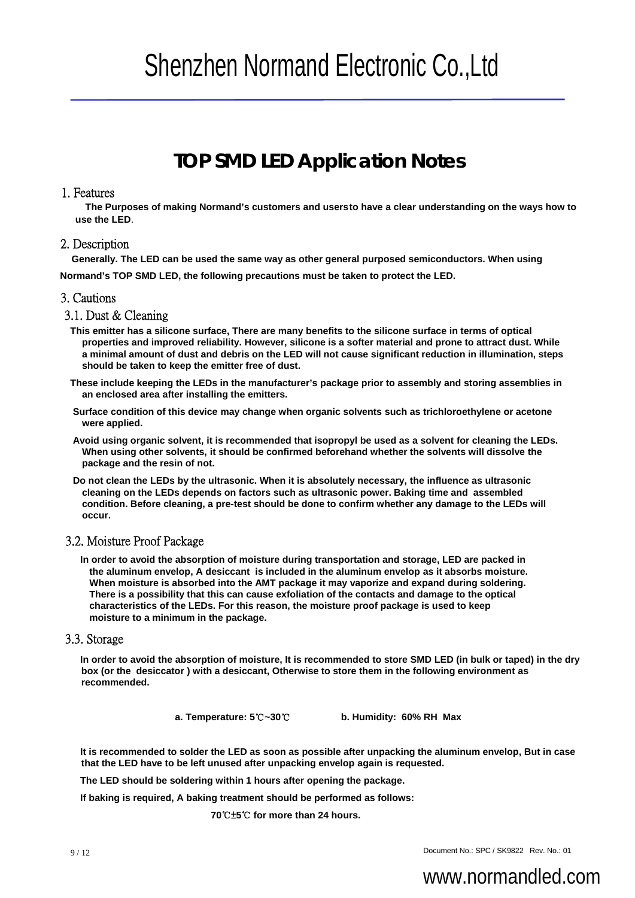# TOP SMD LED Application Notes

## 1. Features

**The Purposes of making Normand's customers and usersto have a clear understanding on the ways how to use the LED.**

## 2. Description

**Generally. The LED can be used the same way as other general purposed semiconductors. When using Normand's TOP SMD LED, the following precautions must be taken to protect the LED.**

## 3. Cautions

### 3.1. Dust & Cleaning

**This emitter has a silicone surface, There are many benefits to the silicone surface in terms of optical properties and improved reliability. However, silicone is a softer material and prone to attract dust. While a minimal amount of dust and debris on the LED will not cause significant reduction in illumination, steps should be taken to keep the emitter free of dust.**

**These include keeping the LEDs in the manufacturer's package prior to assembly and storing assemblies in an enclosed area after installing the emitters.**

**Surface condition of this device may change when organic solvents such as trichloroethylene or acetone were applied.**

**Avoid using organic solvent, it is recommended that isopropyl be used as a solvent for cleaning the LEDs. When using other solvents, it should be confirmed beforehand whether the solvents will dissolve the package and the resin of not.**

**Do not clean the LEDs by the ultrasonic. When it is absolutely necessary, the influence as ultrasonic cleaning on the LEDs depends on factors such as ultrasonic power. Baking time and assembled condition. Before cleaning, a pre-test should be done to confirm whether any damage to the LEDs will occur.**

### 3.2. Moisture Proof Package

**In order to avoid the absorption of moisture during transportation and storage, LED are packed in the aluminum envelop, A desiccant is included in the aluminum envelop as it absorbs moisture. When moisture is absorbed into the AMT package it may vaporize and expand during soldering. There is a possibility that this can cause exfoliation of the contacts and damage to the optical characteristics of the LEDs. For this reason, the moisture proof package is used to keep moisture to a minimum in the package.**

### 3.3. Storage

**In order to avoid the absorption of moisture, It is recommended to store SMD LED (in bulk or taped) in the dry box (or the desiccator ) with a desiccant, Otherwise to store them in the following environment as recommended.**

**a. Temperature: 5℃~30℃ b. Humidity: 60% RH Max**

**It is recommended to solder the LED as soon as possible after unpacking the aluminum envelop, But in case that the LED have to be left unused after unpacking envelop again is requested.**

**The LED should be soldering within 1 hours after opening the package.**

**If baking is required, A baking treatment should be performed as follows:**

**70℃±5℃ for more than 24 hours.**

Document No.: SPC / SK9822 Rev. No.: 01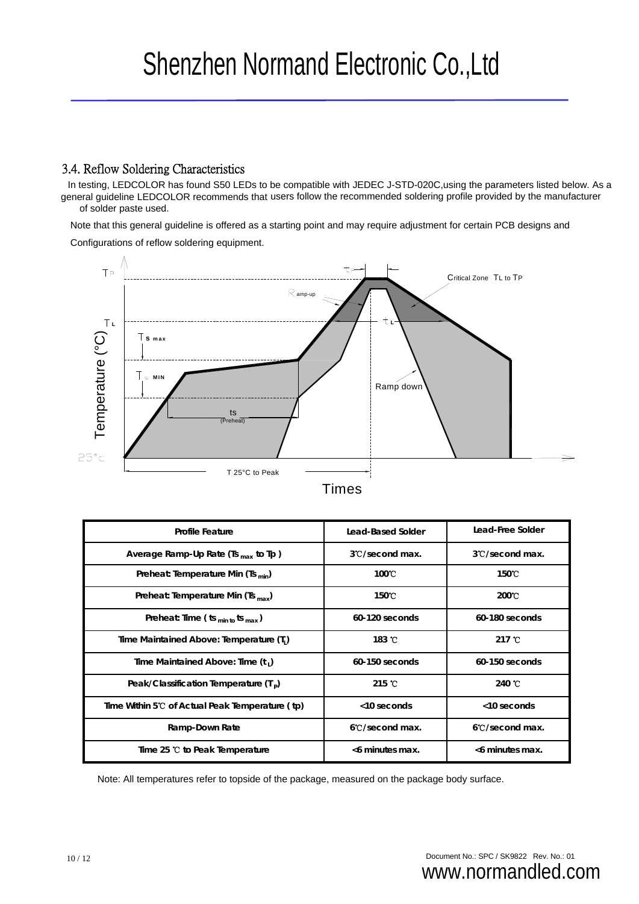## 3.4. Reflow Soldering Characteristics

In testing, LEDCOLOR has found S50 LEDs to be compatible with JEDEC J-STD-020C,using the parameters listed below. As a general guideline LEDCOLOR recommends that users follow the recommended soldering profile provided by the manufacturer of solder paste used.

Note that this general guideline is offered as a starting point and may require adjustment for certain PCB designs and Configurations of reflow soldering equipment.

| Profile Feature | Lead-Based Solder | Lead-Free Solder |
|---|---|---|
| Average Ramp-Up Rate ($Ts_{max}$ to Tp ) | 3℃/second max. | 3℃/second max. |
| Preheat: Temperature Min ($Ts_{min}$) | 100℃ | 150℃ |
| Preheat: Temperature Min ($Ts_{max}$) | 150℃ | 200℃ |
| Preheat: Time ( $ts_{min\ to}\ ts_{max}$ ) | 60-120 seconds | 60-180 seconds |
| Time Maintained Above: Temperature ($T_L$) | 183 ℃ | 217 ℃ |
| Time Maintained Above: Time ($t_L$) | 60-150 seconds | 60-150 seconds |
| Peak/Classification Temperature ($T_P$) | 215 ℃ | 240 ℃ |
| Time Within 5℃ of Actual Peak Temperature ( tp) | <10 seconds | <10 seconds |
| Ramp-Down Rate | 6℃/second max. | 6℃/second max. |
| Time 25 ℃ to Peak Temperature | <6 minutes max. | <6 minutes max. |

Note: All temperatures refer to topside of the package, measured on the package body surface.

Document No.: SPC / SK9822 Rev. No.: 01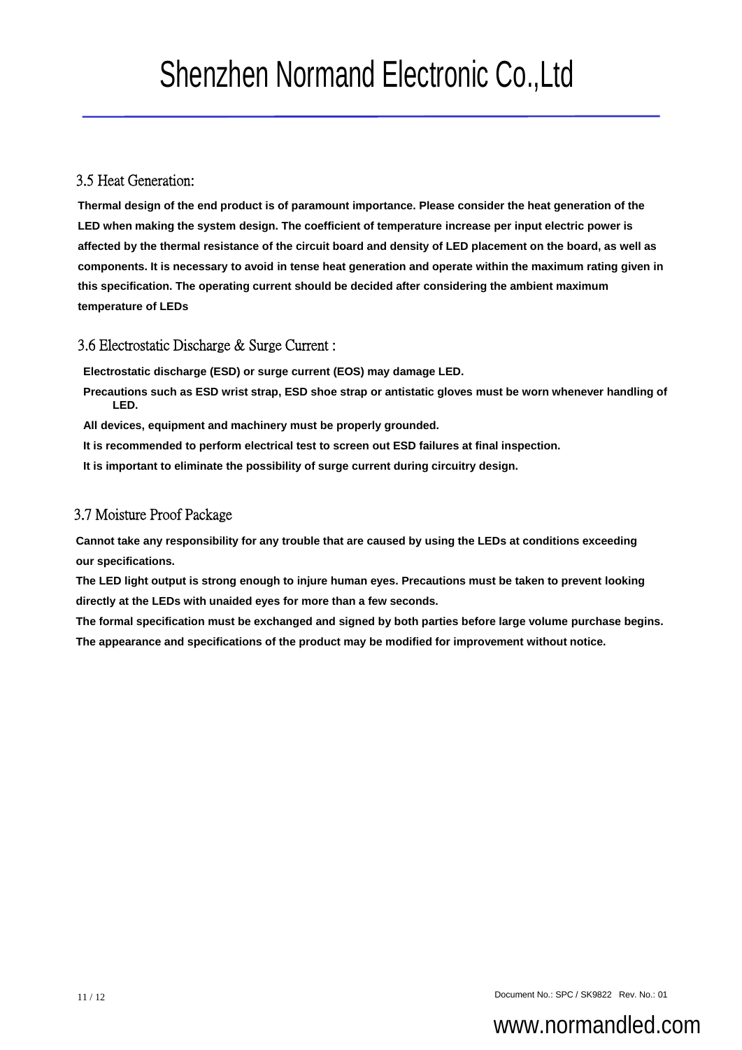### 3.5 Heat Generation:

**Thermal design of the end product is of paramount importance. Please consider the heat generation of the LED when making the system design. The coefficient of temperature increase per input electric power is affected by the thermal resistance of the circuit board and density of LED placement on the board, as well as components. It is necessary to avoid in tense heat generation and operate within the maximum rating given in this specification. The operating current should be decided after considering the ambient maximum temperature of LEDs**

### 3.6 Electrostatic Discharge & Surge Current :

**Electrostatic discharge (ESD) or surge current (EOS) may damage LED.**

**Precautions such as ESD wrist strap, ESD shoe strap or antistatic gloves must be worn whenever handling of LED.**

**All devices, equipment and machinery must be properly grounded.**

**It is recommended to perform electrical test to screen out ESD failures at final inspection.**

**It is important to eliminate the possibility of surge current during circuitry design.**

### 3.7 Moisture Proof Package

**Cannot take any responsibility for any trouble that are caused by using the LEDs at conditions exceeding our specifications.**

**The LED light output is strong enough to injure human eyes. Precautions must be taken to prevent looking directly at the LEDs with unaided eyes for more than a few seconds.**

**The formal specification must be exchanged and signed by both parties before large volume purchase begins.**

**The appearance and specifications of the product may be modified for improvement without notice.**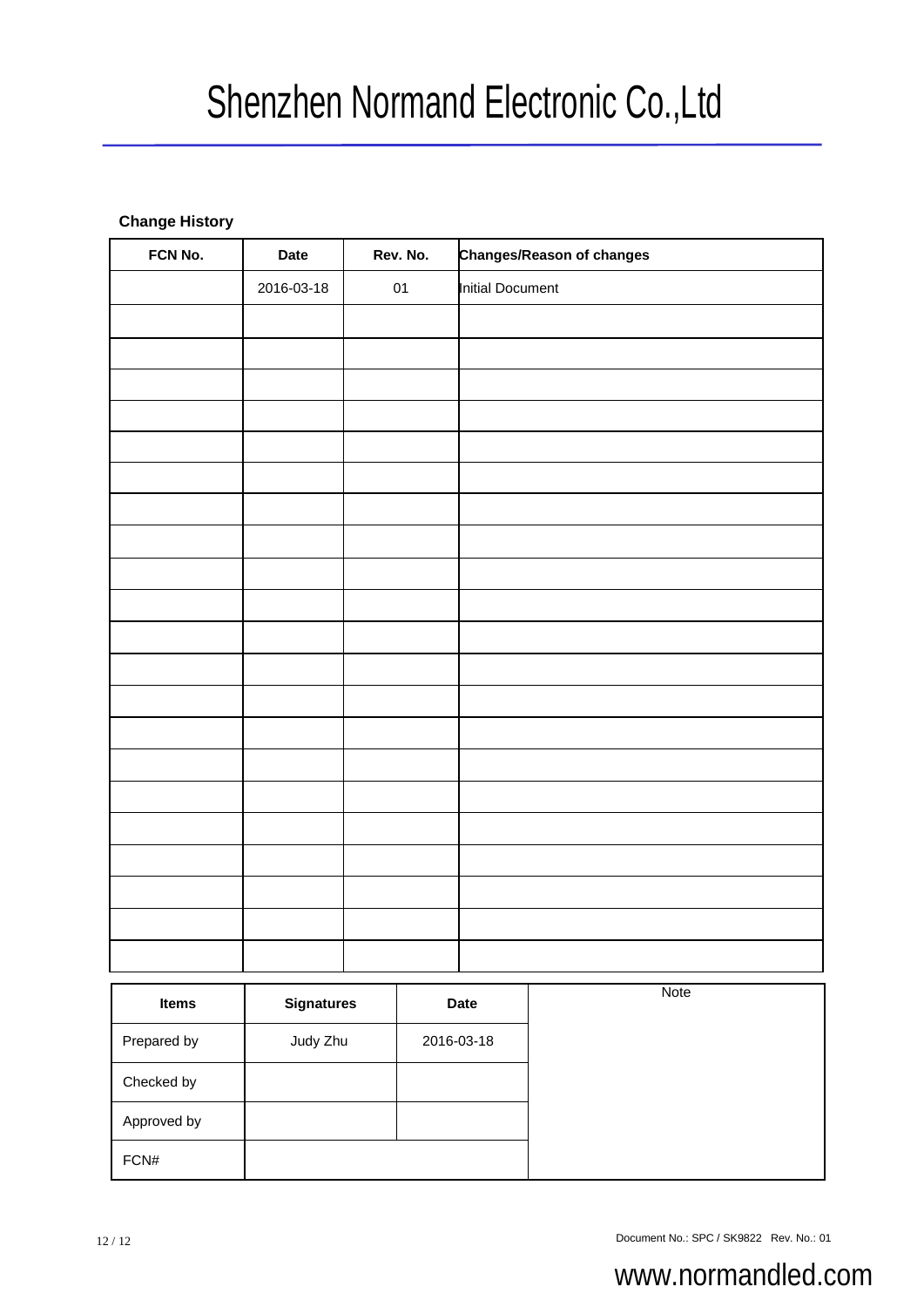# Shenzhen Normand Electronic Co.,Ltd

**Change History**

| FCN No. | Date | Rev. No. | Changes/Reason of changes |
|---|---|---|---|
| | 2016-03-18 | 01 | Initial Document |
| | | | |
| | | | |
| | | | |
| | | | |
| | | | |
| | | | |
| | | | |
| | | | |
| | | | |
| | | | |
| | | | |
| | | | |
| | | | |
| | | | |
| | | | |
| | | | |
| | | | |
| | | | |
| | | | |
| | | | |
| | | | |

| Items | Signatures | Date | Note |
|---|---|---|---|
| Prepared by | Judy Zhu | 2016-03-18 | |
| Checked by | | | |
| Approved by | | | |
| FCN# | | | |

Document No.: SPC / SK9822 Rev. No.: 01

www.normandled.com